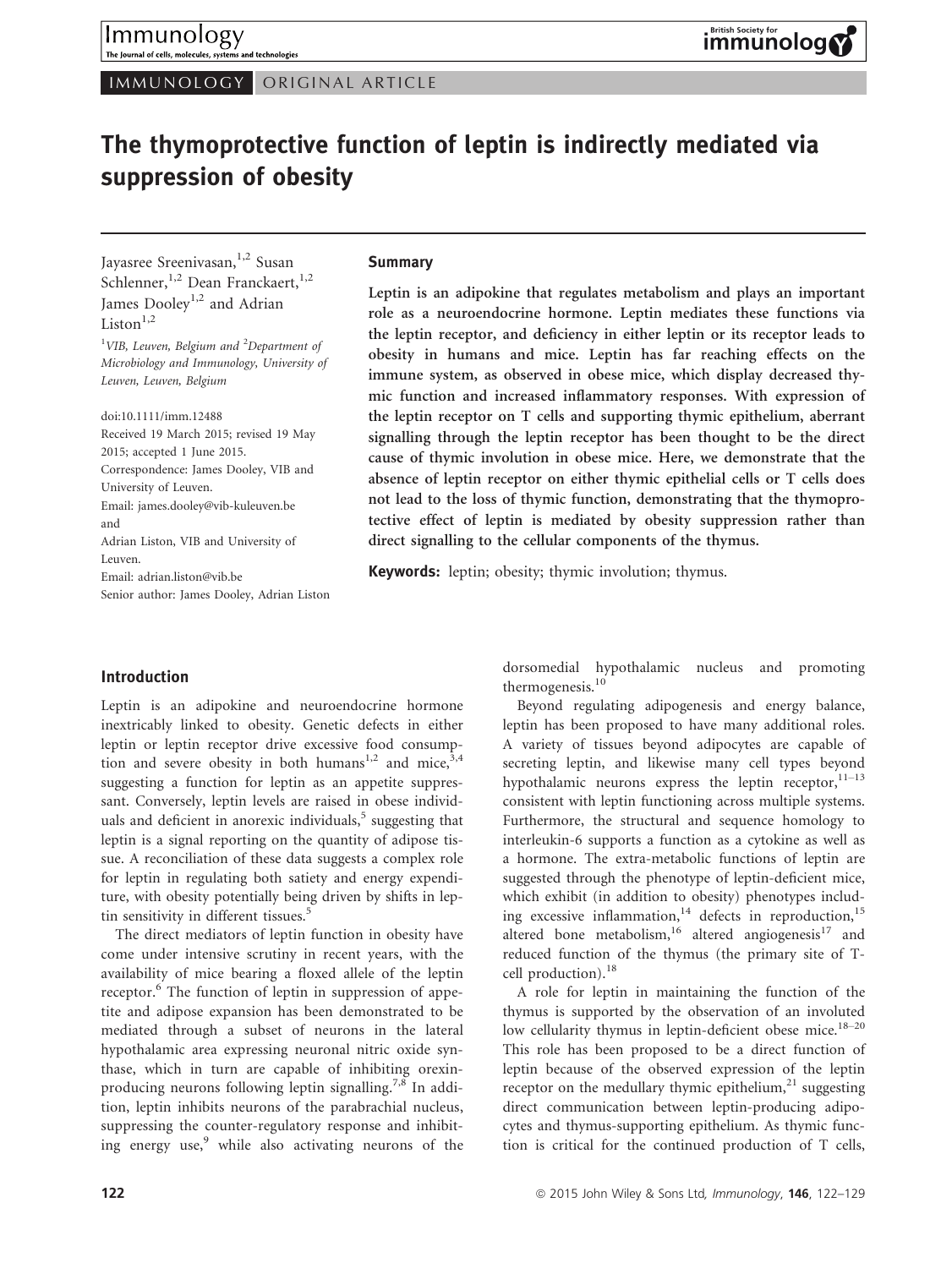IMMUNOLOGY ORIGINAL ARTICLE

# The thymoprotective function of leptin is indirectly mediated via suppression of obesity

Jayasree Sreenivasan,[1,2] Susan Schlenner,[1,2] Dean Franckaert,[1,2] James Dooley[1,2] and Adrian Liston[1,2]

[1]VIB, Leuven, Belgium and [2]Department of Microbiology and Immunology, University of Leuven, Leuven, Belgium

doi:10.1111/imm.12488

Received 19 March 2015; revised 19 May 2015; accepted 1 June 2015.

Correspondence: James Dooley, VIB and University of Leuven.

Email: james.dooley@vib-kuleuven.be

and

Adrian Liston, VIB and University of Leuven.

Email: adrian.liston@vib.be

Senior author: James Dooley, Adrian Liston

## Summary

**Leptin is an adipokine that regulates metabolism and plays an important role as a neuroendocrine hormone. Leptin mediates these functions via the leptin receptor, and deficiency in either leptin or its receptor leads to obesity in humans and mice. Leptin has far reaching effects on the immune system, as observed in obese mice, which display decreased thymic function and increased inflammatory responses. With expression of the leptin receptor on T cells and supporting thymic epithelium, aberrant signalling through the leptin receptor has been thought to be the direct cause of thymic involution in obese mice. Here, we demonstrate that the absence of leptin receptor on either thymic epithelial cells or T cells does not lead to the loss of thymic function, demonstrating that the thymoprotective effect of leptin is mediated by obesity suppression rather than direct signalling to the cellular components of the thymus.**

**Keywords:** leptin; obesity; thymic involution; thymus.

## Introduction

Leptin is an adipokine and neuroendocrine hormone inextricably linked to obesity. Genetic defects in either leptin or leptin receptor drive excessive food consumption and severe obesity in both humans[1,2] and mice,[3,4] suggesting a function for leptin as an appetite suppressant. Conversely, leptin levels are raised in obese individuals and deficient in anorexic individuals,[5] suggesting that leptin is a signal reporting on the quantity of adipose tissue. A reconciliation of these data suggests a complex role for leptin in regulating both satiety and energy expenditure, with obesity potentially being driven by shifts in leptin sensitivity in different tissues.[5]

The direct mediators of leptin function in obesity have come under intensive scrutiny in recent years, with the availability of mice bearing a floxed allele of the leptin receptor.[6] The function of leptin in suppression of appetite and adipose expansion has been demonstrated to be mediated through a subset of neurons in the lateral hypothalamic area expressing neuronal nitric oxide synthase, which in turn are capable of inhibiting orexin-producing neurons following leptin signalling.[7,8] In addition, leptin inhibits neurons of the parabrachial nucleus, suppressing the counter-regulatory response and inhibiting energy use,[9] while also activating neurons of the dorsomedial hypothalamic nucleus and promoting thermogenesis.[10]

Beyond regulating adipogenesis and energy balance, leptin has been proposed to have many additional roles. A variety of tissues beyond adipocytes are capable of secreting leptin, and likewise many cell types beyond hypothalamic neurons express the leptin receptor,[11–13] consistent with leptin functioning across multiple systems. Furthermore, the structural and sequence homology to interleukin-6 supports a function as a cytokine as well as a hormone. The extra-metabolic functions of leptin are suggested through the phenotype of leptin-deficient mice, which exhibit (in addition to obesity) phenotypes including excessive inflammation,[14] defects in reproduction,[15] altered bone metabolism,[16] altered angiogenesis[17] and reduced function of the thymus (the primary site of T-cell production).[18]

A role for leptin in maintaining the function of the thymus is supported by the observation of an involuted low cellularity thymus in leptin-deficient obese mice.[18–20] This role has been proposed to be a direct function of leptin because of the observed expression of the leptin receptor on the medullary thymic epithelium,[21] suggesting direct communication between leptin-producing adipocytes and thymus-supporting epithelium. As thymic function is critical for the continued production of T cells,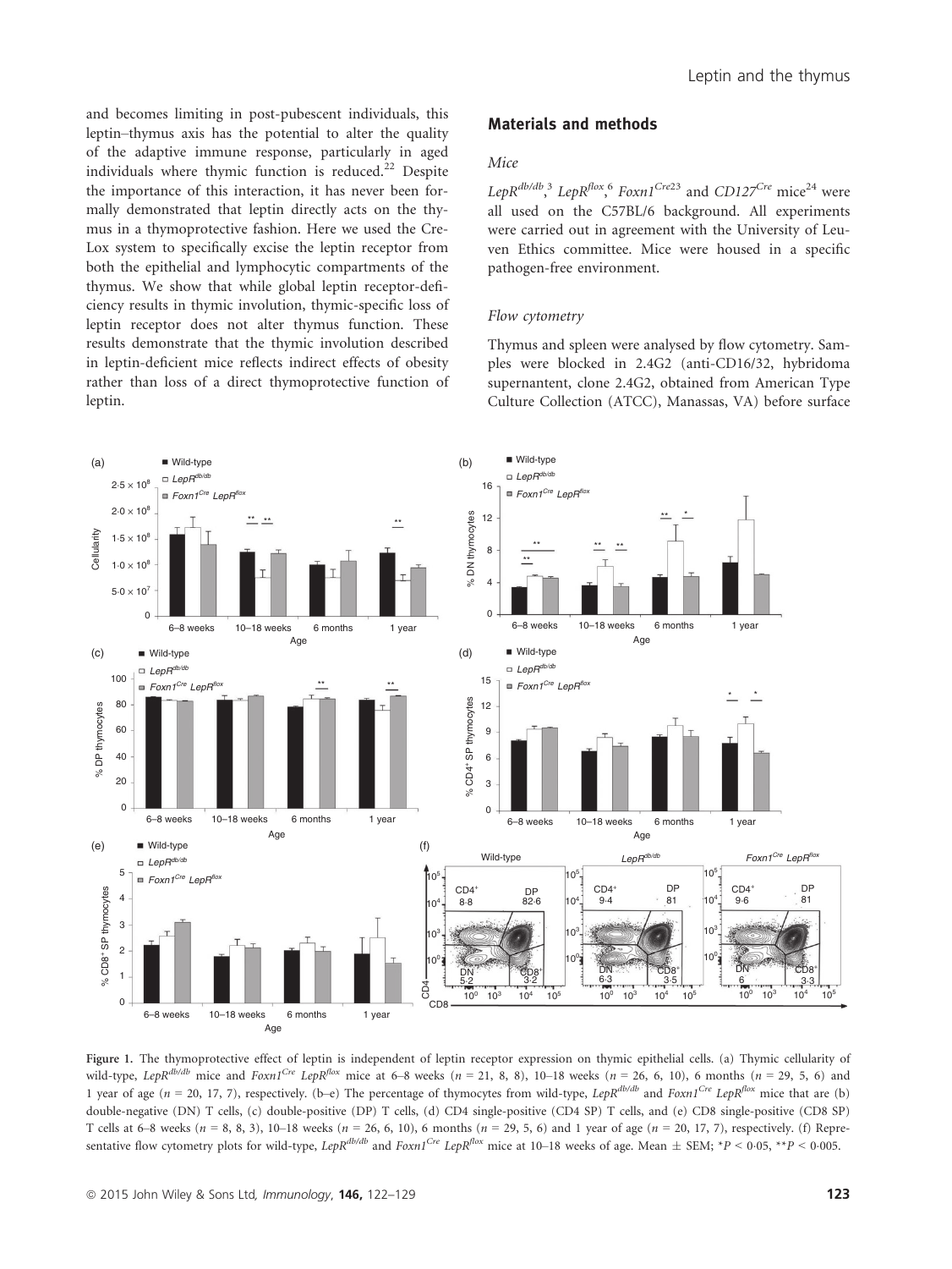and becomes limiting in post-pubescent individuals, this leptin–thymus axis has the potential to alter the quality of the adaptive immune response, particularly in aged individuals where thymic function is reduced.[22] Despite the importance of this interaction, it has never been formally demonstrated that leptin directly acts on the thymus in a thymoprotective fashion. Here we used the Cre-Lox system to specifically excise the leptin receptor from both the epithelial and lymphocytic compartments of the thymus. We show that while global leptin receptor-deficiency results in thymic involution, thymic-specific loss of leptin receptor does not alter thymus function. These results demonstrate that the thymic involution described in leptin-deficient mice reflects indirect effects of obesity rather than loss of a direct thymoprotective function of leptin.

## Materials and methods

### Mice

$LepR^{db/db}$,[3] $LepR^{flox}$,[6] $Foxn1^{Cre}$[23] and $CD127^{Cre}$ mice[24] were all used on the C57BL/6 background. All experiments were carried out in agreement with the University of Leuven Ethics committee. Mice were housed in a specific pathogen-free environment.

### Flow cytometry

Thymus and spleen were analysed by flow cytometry. Samples were blocked in 2.4G2 (anti-CD16/32, hybridoma supernatent, clone 2.4G2, obtained from American Type Culture Collection (ATCC), Manassas, VA) before surface

Figure 1. The thymoprotective effect of leptin is independent of leptin receptor expression on thymic epithelial cells. (a) Thymic cellularity of wild-type, $LepR^{db/db}$ mice and $Foxn1^{Cre}$ $LepR^{flox}$ mice at 6–8 weeks ($n$ = 21, 8, 8), 10–18 weeks ($n$ = 26, 6, 10), 6 months ($n$ = 29, 5, 6) and 1 year of age ($n$ = 20, 17, 7), respectively. (b–e) The percentage of thymocytes from wild-type, $LepR^{db/db}$ and $Foxn1^{Cre}$ $LepR^{flox}$ mice that are (b) double-negative (DN) T cells, (c) double-positive (DP) T cells, (d) CD4 single-positive (CD4 SP) T cells, and (e) CD8 single-positive (CD8 SP) T cells at 6–8 weeks ($n$ = 8, 8, 3), 10–18 weeks ($n$ = 26, 6, 10), 6 months ($n$ = 29, 5, 6) and 1 year of age ($n$ = 20, 17, 7), respectively. (f) Representative flow cytometry plots for wild-type, $LepR^{db/db}$ and $Foxn1^{Cre}$ $LepR^{flox}$ mice at 10–18 weeks of age. Mean ± SEM; $^{*}P < 0{\cdot}05$, $^{**}P < 0{\cdot}005$.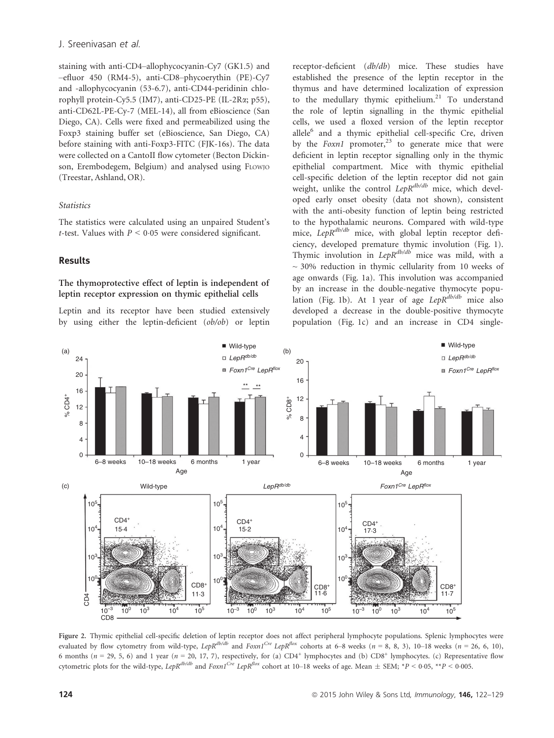staining with anti-CD4–allophycocyanin-Cy7 (GK1.5) and –efluor 450 (RM4-5), anti-CD8–phycoerythin (PE)-Cy7 and -allophycocyanin (53-6.7), anti-CD44-peridinin chlorophyll protein-Cy5.5 (IM7), anti-CD25-PE (IL-2Rα; p55), anti-CD62L-PE-Cy-7 (MEL-14), all from eBioscience (San Diego, CA). Cells were fixed and permeabilized using the Foxp3 staining buffer set (eBioscience, San Diego, CA) before staining with anti-Foxp3-FITC (FJK-16s). The data were collected on a CantoII flow cytometer (Becton Dickinson, Erembodegem, Belgium) and analysed using FLOWJO (Treestar, Ashland, OR).

### Statistics

The statistics were calculated using an unpaired Student's *t*-test. Values with $P < 0.05$ were considered significant.

## Results

### The thymoprotective effect of leptin is independent of leptin receptor expression on thymic epithelial cells

Leptin and its receptor have been studied extensively by using either the leptin-deficient (*ob/ob*) or leptin receptor-deficient (*db/db*) mice. These studies have established the presence of the leptin receptor in the thymus and have determined localization of expression to the medullary thymic epithelium.[21] To understand the role of leptin signalling in the thymic epithelial cells, we used a floxed version of the leptin receptor allele[6] and a thymic epithelial cell-specific Cre, driven by the *Foxn1* promoter,[23] to generate mice that were deficient in leptin receptor signalling only in the thymic epithelial compartment. Mice with thymic epithelial cell-specific deletion of the leptin receptor did not gain weight, unlike the control $LepR^{db/db}$ mice, which developed early onset obesity (data not shown), consistent with the anti-obesity function of leptin being restricted to the hypothalamic neurons. Compared with wild-type mice, $LepR^{db/db}$ mice, with global leptin receptor deficiency, developed premature thymic involution (Fig. 1). Thymic involution in $LepR^{db/db}$ mice was mild, with a ~ 30% reduction in thymic cellularity from 10 weeks of age onwards (Fig. 1a). This involution was accompanied by an increase in the double-negative thymocyte population (Fig. 1b). At 1 year of age $LepR^{db/db}$ mice also developed a decrease in the double-positive thymocyte population (Fig. 1c) and an increase in CD4 single-

Figure 2. Thymic epithelial cell-specific deletion of leptin receptor does not affect peripheral lymphocyte populations. Splenic lymphocytes were evaluated by flow cytometry from wild-type, $LepR^{db/db}$ and $Foxn1^{Cre}$ $LepR^{flox}$ cohorts at 6–8 weeks ($n$ = 8, 8, 3), 10–18 weeks ($n$ = 26, 6, 10), 6 months ($n$ = 29, 5, 6) and 1 year ($n$ = 20, 17, 7), respectively, for (a) CD4[+] lymphocytes and (b) CD8[+] lymphocytes. (c) Representative flow cytometric plots for the wild-type, $LepR^{db/db}$ and $Foxn1^{Cre}$ $LepR^{flox}$ cohort at 10–18 weeks of age. Mean ± SEM; \*$P < 0.05$, \*\*$P < 0.005$.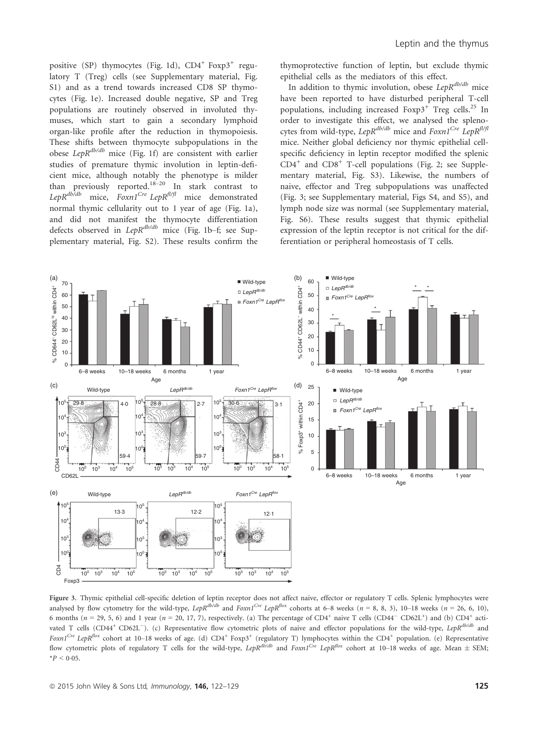positive (SP) thymocytes (Fig. 1d), CD4$^+$ Foxp3$^+$ regulatory T (Treg) cells (see Supplementary material, Fig. S1) and as a trend towards increased CD8 SP thymocytes (Fig. 1e). Increased double negative, SP and Treg populations are routinely observed in involuted thymuses, which start to gain a secondary lymphoid organ-like profile after the reduction in thymopoiesis. These shifts between thymocyte subpopulations in the obese $LepR^{db/db}$ mice (Fig. 1f) are consistent with earlier studies of premature thymic involution in leptin-deficient mice, although notably the phenotype is milder than previously reported.[18–20] In stark contrast to $LepR^{db/db}$ mice, $Foxn1^{Cre}$ $LepR^{fl/fl}$ mice demonstrated normal thymic cellularity out to 1 year of age (Fig. 1a), and did not manifest the thymocyte differentiation defects observed in $LepR^{db/db}$ mice (Fig. 1b–f; see Supplementary material, Fig. S2). These results confirm the thymoprotective function of leptin, but exclude thymic epithelial cells as the mediators of this effect.

In addition to thymic involution, obese $LepR^{db/db}$ mice have been reported to have disturbed peripheral T-cell populations, including increased Foxp3$^+$ Treg cells.[25] In order to investigate this effect, we analysed the splenocytes from wild-type, $LepR^{db/db}$ mice and $Foxn1^{Cre}$ $LepR^{fl/fl}$ mice. Neither global deficiency nor thymic epithelial cell-specific deficiency in leptin receptor modified the splenic CD4$^+$ and CD8$^+$ T-cell populations (Fig. 2; see Supplementary material, Fig. S3). Likewise, the numbers of naive, effector and Treg subpopulations was unaffected (Fig. 3; see Supplementary material, Figs S4, and S5), and lymph node size was normal (see Supplementary material, Fig. S6). These results suggest that thymic epithelial expression of the leptin receptor is not critical for the differentiation or peripheral homeostasis of T cells.

Figure 3. Thymic epithelial cell-specific deletion of leptin receptor does not affect naive, effector or regulatory T cells. Splenic lymphocytes were analysed by flow cytometry for the wild-type, $LepR^{db/db}$ and $Foxn1^{Cre}$ $LepR^{flox}$ cohorts at 6–8 weeks ($n$ = 8, 8, 3), 10–18 weeks ($n$ = 26, 6, 10), 6 months ($n$ = 29, 5, 6) and 1 year ($n$ = 20, 17, 7), respectively. (a) The percentage of CD4$^+$ naive T cells (CD44$^-$ CD62L$^+$) and (b) CD4$^+$ activated T cells (CD44$^+$ CD62L$^-$). (c) Representative flow cytometric plots of naive and effector populations for the wild-type, $LepR^{db/db}$ and $Foxn1^{Cre}$ $LepR^{flox}$ cohort at 10–18 weeks of age. (d) CD4$^+$ Foxp3$^+$ (regulatory T) lymphocytes within the CD4$^+$ population. (e) Representative flow cytometric plots of regulatory T cells for the wild-type, $LepR^{db/db}$ and $Foxn1^{Cre}$ $LepR^{flox}$ cohort at 10–18 weeks of age. Mean ± SEM; $^*P < 0{\cdot}05$.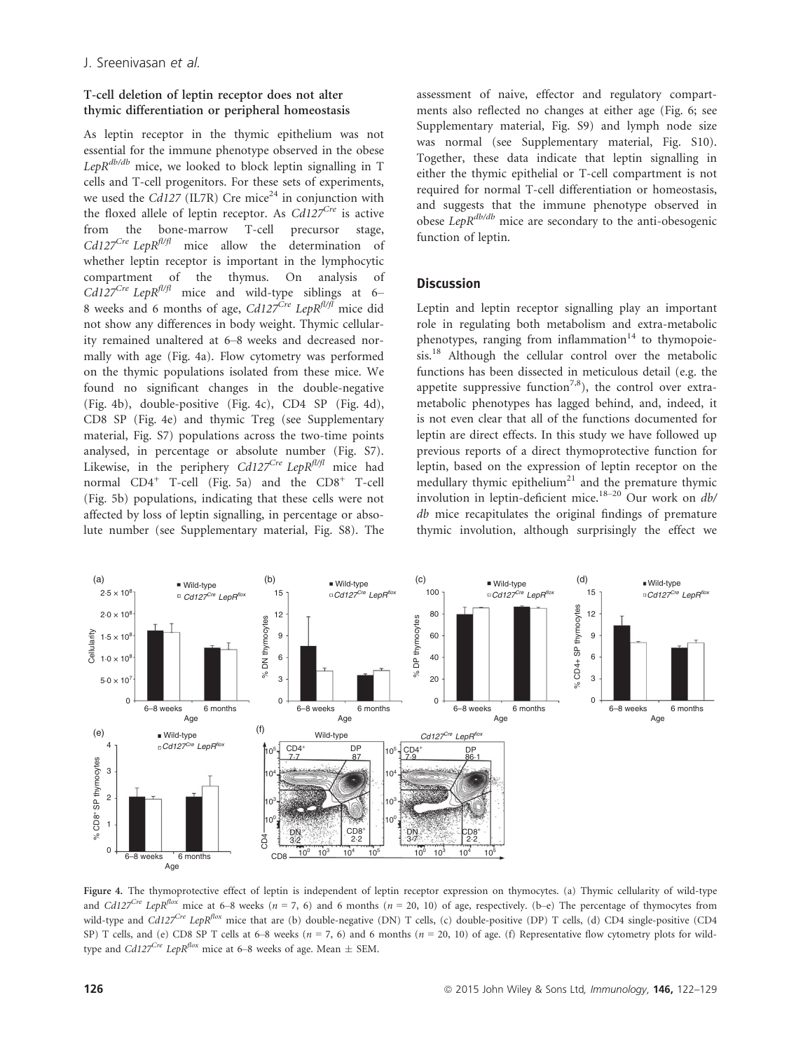### T-cell deletion of leptin receptor does not alter thymic differentiation or peripheral homeostasis

As leptin receptor in the thymic epithelium was not essential for the immune phenotype observed in the obese *LepR*$^{db/db}$ mice, we looked to block leptin signalling in T cells and T-cell progenitors. For these sets of experiments, we used the *Cd127* (IL7R) Cre mice[24] in conjunction with the floxed allele of leptin receptor. As *Cd127*$^{Cre}$ is active from the bone-marrow T-cell precursor stage, *Cd127*$^{Cre}$ *LepR*$^{fl/fl}$ mice allow the determination of whether leptin receptor is important in the lymphocytic compartment of the thymus. On analysis of *Cd127*$^{Cre}$ *LepR*$^{fl/fl}$ mice and wild-type siblings at 6–8 weeks and 6 months of age, *Cd127*$^{Cre}$ *LepR*$^{fl/fl}$ mice did not show any differences in body weight. Thymic cellularity remained unaltered at 6–8 weeks and decreased normally with age (Fig. 4a). Flow cytometry was performed on the thymic populations isolated from these mice. We found no significant changes in the double-negative (Fig. 4b), double-positive (Fig. 4c), CD4 SP (Fig. 4d), CD8 SP (Fig. 4e) and thymic Treg (see Supplementary material, Fig. S7) populations across the two-time points analysed, in percentage or absolute number (Fig. S7). Likewise, in the periphery *Cd127*$^{Cre}$ *LepR*$^{fl/fl}$ mice had normal $CD4^+$ T-cell (Fig. 5a) and the $CD8^+$ T-cell (Fig. 5b) populations, indicating that these cells were not affected by loss of leptin signalling, in percentage or absolute number (see Supplementary material, Fig. S8). The assessment of naive, effector and regulatory compartments also reflected no changes at either age (Fig. 6; see Supplementary material, Fig. S9) and lymph node size was normal (see Supplementary material, Fig. S10). Together, these data indicate that leptin signalling in either the thymic epithelial or T-cell compartment is not required for normal T-cell differentiation or homeostasis, and suggests that the immune phenotype observed in obese *LepR*$^{db/db}$ mice are secondary to the anti-obesogenic function of leptin.

## Discussion

Leptin and leptin receptor signalling play an important role in regulating both metabolism and extra-metabolic phenotypes, ranging from inflammation[14] to thymopoiesis.[18] Although the cellular control over the metabolic functions has been dissected in meticulous detail (e.g. the appetite suppressive function[7,8]), the control over extra-metabolic phenotypes has lagged behind, and, indeed, it is not even clear that all of the functions documented for leptin are direct effects. In this study we have followed up previous reports of a direct thymoprotective function for leptin, based on the expression of leptin receptor on the medullary thymic epithelium[21] and the premature thymic involution in leptin-deficient mice.[18–20] Our work on *db/db* mice recapitulates the original findings of premature thymic involution, although surprisingly the effect we

**Figure 4.** The thymoprotective effect of leptin is independent of leptin receptor expression on thymocytes. (a) Thymic cellularity of wild-type and *Cd127*$^{Cre}$ *LepR*$^{flox}$ mice at 6–8 weeks ($n$ = 7, 6) and 6 months ($n$ = 20, 10) of age, respectively. (b–e) The percentage of thymocytes from wild-type and *Cd127*$^{Cre}$ *LepR*$^{flox}$ mice that are (b) double-negative (DN) T cells, (c) double-positive (DP) T cells, (d) CD4 single-positive (CD4 SP) T cells, and (e) CD8 SP T cells at 6–8 weeks ($n$ = 7, 6) and 6 months ($n$ = 20, 10) of age. (f) Representative flow cytometry plots for wild-type and *Cd127*$^{Cre}$ *LepR*$^{flox}$ mice at 6–8 weeks of age. Mean ± SEM.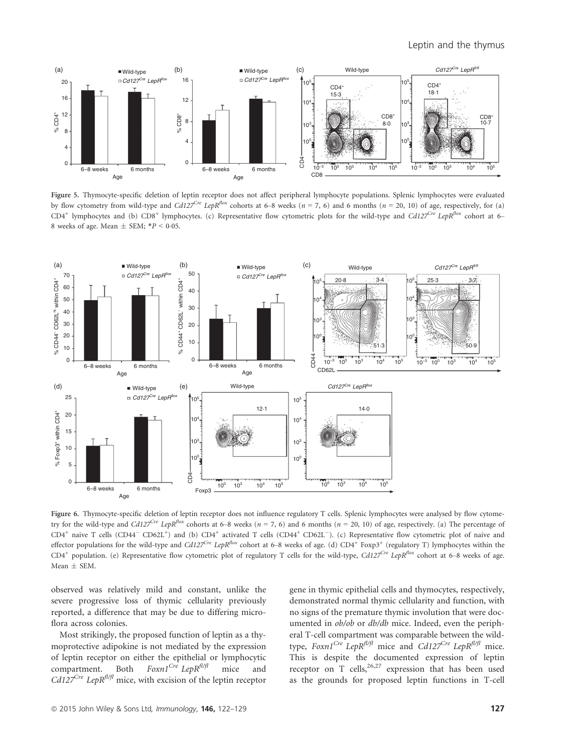Figure 5. Thymocyte-specific deletion of leptin receptor does not affect peripheral lymphocyte populations. Splenic lymphocytes were evaluated by flow cytometry from wild-type and $Cd127^{Cre}$ $LepR^{flox}$ cohorts at 6–8 weeks ($n$ = 7, 6) and 6 months ($n$ = 20, 10) of age, respectively, for (a) $CD4^+$ lymphocytes and (b) $CD8^+$ lymphocytes. (c) Representative flow cytometric plots for the wild-type and $Cd127^{Cre}$ $LepR^{flox}$ cohort at 6–8 weeks of age. Mean ± SEM; $^*P < 0{\cdot}05$.

Figure 6. Thymocyte-specific deletion of leptin receptor does not influence regulatory T cells. Splenic lymphocytes were analysed by flow cytometry for the wild-type and $Cd127^{Cre}$ $LepR^{flox}$ cohorts at 6–8 weeks ($n$ = 7, 6) and 6 months ($n$ = 20, 10) of age, respectively. (a) The percentage of $CD4^+$ naive T cells ($CD44^-$ $CD62L^+$) and (b) $CD4^+$ activated T cells ($CD44^+$ $CD62L^-$). (c) Representative flow cytometric plot of naive and effector populations for the wild-type and $Cd127^{Cre}$ $LepR^{flox}$ cohort at 6–8 weeks of age. (d) $CD4^+$ $Foxp3^+$ (regulatory T) lymphocytes within the $CD4^+$ population. (e) Representative flow cytometric plot of regulatory T cells for the wild-type, $Cd127^{Cre}$ $LepR^{flox}$ cohort at 6–8 weeks of age. Mean ± SEM.

observed was relatively mild and constant, unlike the severe progressive loss of thymic cellularity previously reported, a difference that may be due to differing microflora across colonies.

Most strikingly, the proposed function of leptin as a thymoprotective adipokine is not mediated by the expression of leptin receptor on either the epithelial or lymphocytic compartment. Both $Foxn1^{Cre}$ $LepR^{fl/fl}$ mice and $Cd127^{Cre}$ $LepR^{fl/fl}$ mice, with excision of the leptin receptor gene in thymic epithelial cells and thymocytes, respectively, demonstrated normal thymic cellularity and function, with no signs of the premature thymic involution that were documented in *ob/ob* or *db/db* mice. Indeed, even the peripheral T-cell compartment was comparable between the wild-type, $Foxn1^{Cre}$ $LepR^{fl/fl}$ mice and $Cd127^{Cre}$ $LepR^{fl/fl}$ mice. This is despite the documented expression of leptin receptor on T cells,[26,27] expression that has been used as the grounds for proposed leptin functions in T-cell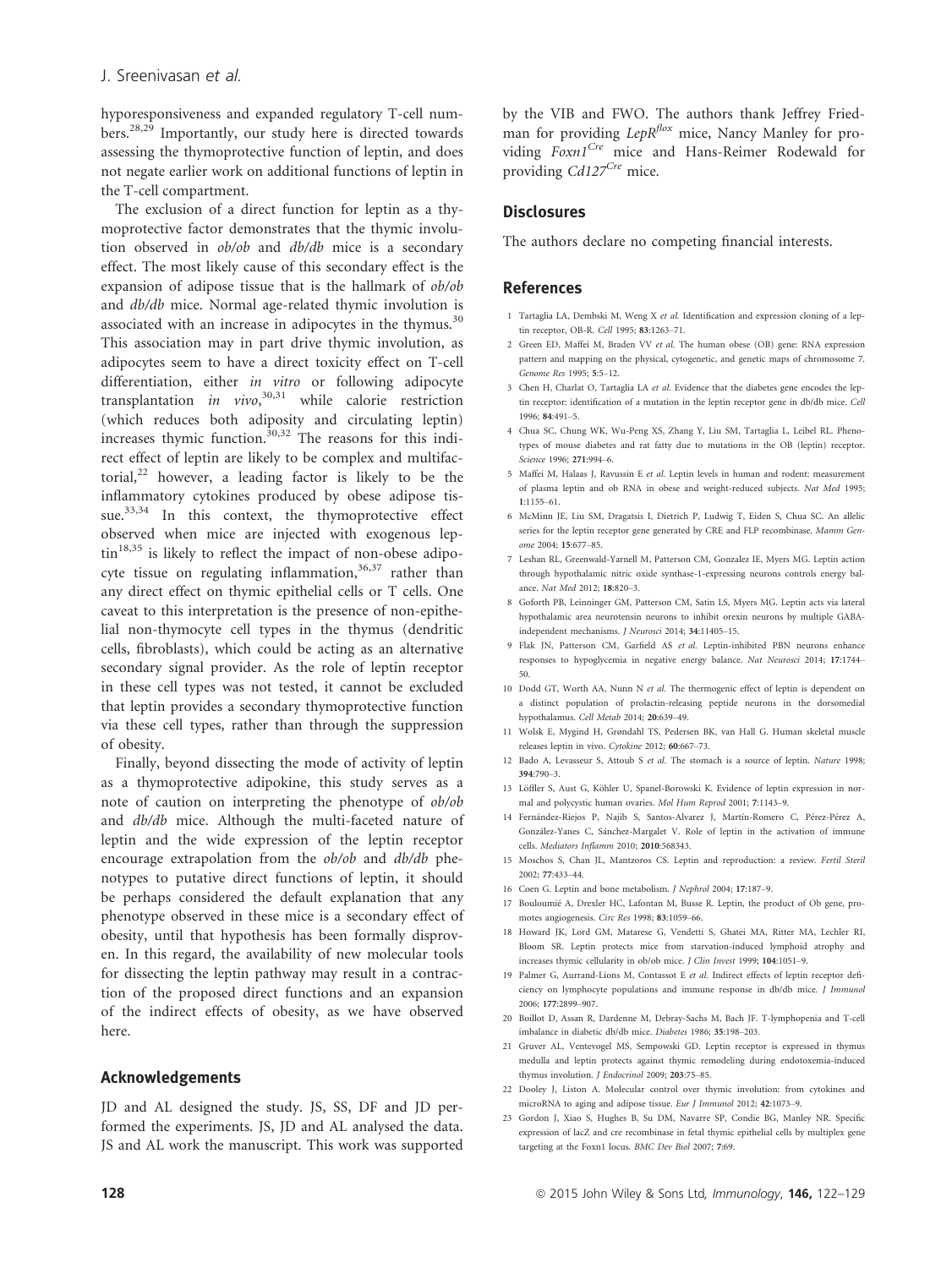hyporesponsiveness and expanded regulatory T-cell numbers.[28,29] Importantly, our study here is directed towards assessing the thymoprotective function of leptin, and does not negate earlier work on additional functions of leptin in the T-cell compartment.

The exclusion of a direct function for leptin as a thymoprotective factor demonstrates that the thymic involution observed in *ob/ob* and *db/db* mice is a secondary effect. The most likely cause of this secondary effect is the expansion of adipose tissue that is the hallmark of *ob/ob* and *db/db* mice. Normal age-related thymic involution is associated with an increase in adipocytes in the thymus.[30] This association may in part drive thymic involution, as adipocytes seem to have a direct toxicity effect on T-cell differentiation, either *in vitro* or following adipocyte transplantation *in vivo*,[30,31] while calorie restriction (which reduces both adiposity and circulating leptin) increases thymic function.[30,32] The reasons for this indirect effect of leptin are likely to be complex and multifactorial,[22] however, a leading factor is likely to be the inflammatory cytokines produced by obese adipose tissue.[33,34] In this context, the thymoprotective effect observed when mice are injected with exogenous leptin[18,35] is likely to reflect the impact of non-obese adipocyte tissue on regulating inflammation,[36,37] rather than any direct effect on thymic epithelial cells or T cells. One caveat to this interpretation is the presence of non-epithelial non-thymocyte cell types in the thymus (dendritic cells, fibroblasts), which could be acting as an alternative secondary signal provider. As the role of leptin receptor in these cell types was not tested, it cannot be excluded that leptin provides a secondary thymoprotective function via these cell types, rather than through the suppression of obesity.

Finally, beyond dissecting the mode of activity of leptin as a thymoprotective adipokine, this study serves as a note of caution on interpreting the phenotype of *ob/ob* and *db/db* mice. Although the multi-faceted nature of leptin and the wide expression of the leptin receptor encourage extrapolation from the *ob/ob* and *db/db* phenotypes to putative direct functions of leptin, it should be perhaps considered the default explanation that any phenotype observed in these mice is a secondary effect of obesity, until that hypothesis has been formally disproven. In this regard, the availability of new molecular tools for dissecting the leptin pathway may result in a contraction of the proposed direct functions and an expansion of the indirect effects of obesity, as we have observed here.

## Acknowledgements

JD and AL designed the study. JS, SS, DF and JD performed the experiments. JS, JD and AL analysed the data. JS and AL work the manuscript. This work was supported by the VIB and FWO. The authors thank Jeffrey Friedman for providing *LepR[flox]* mice, Nancy Manley for providing *Foxn1[Cre]* mice and Hans-Reimer Rodewald for providing *Cd127[Cre]* mice.

## Disclosures

The authors declare no competing financial interests.

## References

1 Tartaglia LA, Dembski M, Weng X *et al.* Identification and expression cloning of a leptin receptor, OB-R. *Cell* 1995; **83**:1263–71.

2 Green ED, Maffei M, Braden VV *et al.* The human obese (OB) gene: RNA expression pattern and mapping on the physical, cytogenetic, and genetic maps of chromosome 7. *Genome Res* 1995; **5**:5–12.

3 Chen H, Charlat O, Tartaglia LA *et al.* Evidence that the diabetes gene encodes the leptin receptor: identification of a mutation in the leptin receptor gene in db/db mice. *Cell* 1996; **84**:491–5.

4 Chua SC, Chung WK, Wu-Peng XS, Zhang Y, Liu SM, Tartaglia L, Leibel RL. Phenotypes of mouse diabetes and rat fatty due to mutations in the OB (leptin) receptor. *Science* 1996; **271**:994–6.

5 Maffei M, Halaas J, Ravussin E *et al.* Leptin levels in human and rodent: measurement of plasma leptin and ob RNA in obese and weight-reduced subjects. *Nat Med* 1995; **1**:1155–61.

6 McMinn JE, Liu SM, Dragatsis I, Dietrich P, Ludwig T, Eiden S, Chua SC. An allelic series for the leptin receptor gene generated by CRE and FLP recombinase. *Mamm Genome* 2004; **15**:677–85.

7 Leshan RL, Greenwald-Yarnell M, Patterson CM, Gonzalez IE, Myers MG. Leptin action through hypothalamic nitric oxide synthase-1-expressing neurons controls energy balance. *Nat Med* 2012; **18**:820–3.

8 Goforth PB, Leinninger GM, Patterson CM, Satin LS, Myers MG. Leptin acts via lateral hypothalamic area neurotensin neurons to inhibit orexin neurons by multiple GABA-independent mechanisms. *J Neurosci* 2014; **34**:11405–15.

9 Flak JN, Patterson CM, Garfield AS *et al.* Leptin-inhibited PBN neurons enhance responses to hypoglycemia in negative energy balance. *Nat Neurosci* 2014; **17**:1744–50.

10 Dodd GT, Worth AA, Nunn N *et al.* The thermogenic effect of leptin is dependent on a distinct population of prolactin-releasing peptide neurons in the dorsomedial hypothalamus. *Cell Metab* 2014; **20**:639–49.

11 Wolsk E, Mygind H, Grøndahl TS, Pedersen BK, van Hall G. Human skeletal muscle releases leptin in vivo. *Cytokine* 2012; **60**:667–73.

12 Bado A, Levasseur S, Attoub S *et al.* The stomach is a source of leptin. *Nature* 1998; **394**:790–3.

13 Löffler S, Aust G, Köhler U, Spanel-Borowski K. Evidence of leptin expression in normal and polycystic human ovaries. *Mol Hum Reprod* 2001; **7**:1143–9.

14 Fernández-Riejos P, Najib S, Santos-Alvarez J, Martín-Romero C, Pérez-Pérez A, González-Yanes C, Sánchez-Margalet V. Role of leptin in the activation of immune cells. *Mediators Inflamm* 2010; **2010**:568343.

15 Moschos S, Chan JL, Mantzoros CS. Leptin and reproduction: a review. *Fertil Steril* 2002; **77**:433–44.

16 Coen G. Leptin and bone metabolism. *J Nephrol* 2004; **17**:187–9.

17 Bouloumié A, Drexler HC, Lafontan M, Busse R. Leptin, the product of Ob gene, promotes angiogenesis. *Circ Res* 1998; **83**:1059–66.

18 Howard JK, Lord GM, Matarese G, Vendetti S, Ghatei MA, Ritter MA, Lechler RI, Bloom SR. Leptin protects mice from starvation-induced lymphoid atrophy and increases thymic cellularity in ob/ob mice. *J Clin Invest* 1999; **104**:1051–9.

19 Palmer G, Aurrand-Lions M, Contassot E *et al.* Indirect effects of leptin receptor deficiency on lymphocyte populations and immune response in db/db mice. *J Immunol* 2006; **177**:2899–907.

20 Boillot D, Assan R, Dardenne M, Debray-Sachs M, Bach JF. T-lymphopenia and T-cell imbalance in diabetic db/db mice. *Diabetes* 1986; **35**:198–203.

21 Gruver AL, Ventevogel MS, Sempowski GD. Leptin receptor is expressed in thymus medulla and leptin protects against thymic remodeling during endotoxemia-induced thymus involution. *J Endocrinol* 2009; **203**:75–85.

22 Dooley J, Liston A. Molecular control over thymic involution: from cytokines and microRNA to aging and adipose tissue. *Eur J Immunol* 2012; **42**:1073–9.

23 Gordon J, Xiao S, Hughes B, Su DM, Navarre SP, Condie BG, Manley NR. Specific expression of lacZ and cre recombinase in fetal thymic epithelial cells by multiplex gene targeting at the Foxn1 locus. *BMC Dev Biol* 2007; **7**:69.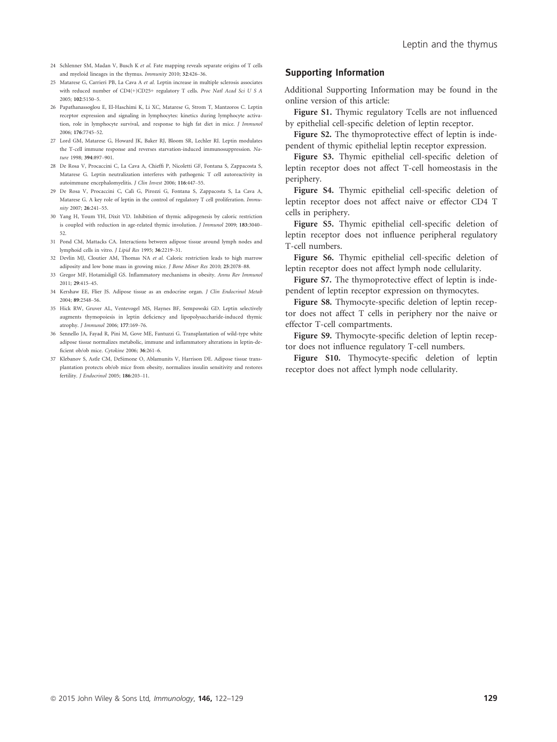24 Schlenner SM, Madan V, Busch K *et al.* Fate mapping reveals separate origins of T cells and myeloid lineages in the thymus. *Immunity* 2010; **32**:426–36.

25 Matarese G, Carrieri PB, La Cava A *et al.* Leptin increase in multiple sclerosis associates with reduced number of CD4(+)CD25+ regulatory T cells. *Proc Natl Acad Sci U S A* 2005; **102**:5150–5.

26 Papathanassoglou E, El-Haschimi K, Li XC, Matarese G, Strom T, Mantzoros C. Leptin receptor expression and signaling in lymphocytes: kinetics during lymphocyte activation, role in lymphocyte survival, and response to high fat diet in mice. *J Immunol* 2006; **176**:7745–52.

27 Lord GM, Matarese G, Howard JK, Baker RJ, Bloom SR, Lechler RI. Leptin modulates the T-cell immune response and reverses starvation-induced immunosuppression. *Nature* 1998; **394**:897–901.

28 De Rosa V, Procaccini C, La Cava A, Chieffi P, Nicoletti GF, Fontana S, Zappacosta S, Matarese G. Leptin neutralization interferes with pathogenic T cell autoreactivity in autoimmune encephalomyelitis. *J Clin Invest* 2006; **116**:447–55.

29 De Rosa V, Procaccini C, Calì G, Pirozzi G, Fontana S, Zappacosta S, La Cava A, Matarese G. A key role of leptin in the control of regulatory T cell proliferation. *Immunity* 2007; **26**:241–55.

30 Yang H, Youm YH, Dixit VD. Inhibition of thymic adipogenesis by caloric restriction is coupled with reduction in age-related thymic involution. *J Immunol* 2009; **183**:3040–52.

31 Pond CM, Mattacks CA. Interactions between adipose tissue around lymph nodes and lymphoid cells in vitro. *J Lipid Res* 1995; **36**:2219–31.

32 Devlin MJ, Cloutier AM, Thomas NA *et al.* Caloric restriction leads to high marrow adiposity and low bone mass in growing mice. *J Bone Miner Res* 2010; **25**:2078–88.

33 Gregor MF, Hotamisligil GS. Inflammatory mechanisms in obesity. *Annu Rev Immunol* 2011; **29**:415–45.

34 Kershaw EE, Flier JS. Adipose tissue as an endocrine organ. *J Clin Endocrinol Metab* 2004; **89**:2548–56.

35 Hick RW, Gruver AL, Ventevogel MS, Haynes BF, Sempowski GD. Leptin selectively augments thymopoiesis in leptin deficiency and lipopolysaccharide-induced thymic atrophy. *J Immunol* 2006; **177**:169–76.

36 Sennello JA, Fayad R, Pini M, Gove ME, Fantuzzi G. Transplantation of wild-type white adipose tissue normalizes metabolic, immune and inflammatory alterations in leptin-deficient ob/ob mice. *Cytokine* 2006; **36**:261–6.

37 Klebanov S, Astle CM, DeSimone O, Ablamunits V, Harrison DE. Adipose tissue transplantation protects ob/ob mice from obesity, normalizes insulin sensitivity and restores fertility. *J Endocrinol* 2005; **186**:203–11.

## Supporting Information

Additional Supporting Information may be found in the online version of this article:

**Figure S1.** Thymic regulatory Tcells are not influenced by epithelial cell-specific deletion of leptin receptor.

**Figure S2.** The thymoprotective effect of leptin is independent of thymic epithelial leptin receptor expression.

**Figure S3.** Thymic epithelial cell-specific deletion of leptin receptor does not affect T-cell homeostasis in the periphery.

**Figure S4.** Thymic epithelial cell-specific deletion of leptin receptor does not affect naive or effector CD4 T cells in periphery.

**Figure S5.** Thymic epithelial cell-specific deletion of leptin receptor does not influence peripheral regulatory T-cell numbers.

**Figure S6.** Thymic epithelial cell-specific deletion of leptin receptor does not affect lymph node cellularity.

**Figure S7.** The thymoprotective effect of leptin is independent of leptin receptor expression on thymocytes.

**Figure S8.** Thymocyte-specific deletion of leptin receptor does not affect T cells in periphery nor the naive or effector T-cell compartments.

**Figure S9.** Thymocyte-specific deletion of leptin receptor does not influence regulatory T-cell numbers.

**Figure S10.** Thymocyte-specific deletion of leptin receptor does not affect lymph node cellularity.